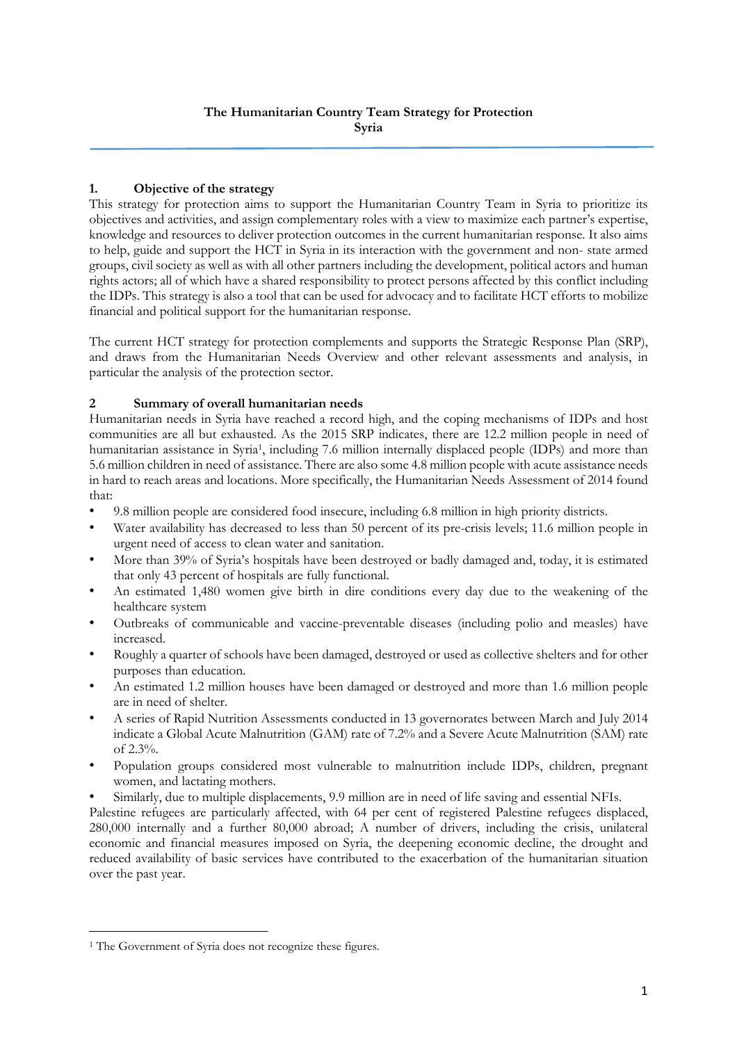# The Humanitarian Country Team Strategy for Protection
# Syria

## 1. Objective of the strategy

This strategy for protection aims to support the Humanitarian Country Team in Syria to prioritize its objectives and activities, and assign complementary roles with a view to maximize each partner's expertise, knowledge and resources to deliver protection outcomes in the current humanitarian response. It also aims to help, guide and support the HCT in Syria in its interaction with the government and non- state armed groups, civil society as well as with all other partners including the development, political actors and human rights actors; all of which have a shared responsibility to protect persons affected by this conflict including the IDPs. This strategy is also a tool that can be used for advocacy and to facilitate HCT efforts to mobilize financial and political support for the humanitarian response.

The current HCT strategy for protection complements and supports the Strategic Response Plan (SRP), and draws from the Humanitarian Needs Overview and other relevant assessments and analysis, in particular the analysis of the protection sector.

## 2 Summary of overall humanitarian needs

Humanitarian needs in Syria have reached a record high, and the coping mechanisms of IDPs and host communities are all but exhausted. As the 2015 SRP indicates, there are 12.2 million people in need of humanitarian assistance in Syria[1], including 7.6 million internally displaced people (IDPs) and more than 5.6 million children in need of assistance. There are also some 4.8 million people with acute assistance needs in hard to reach areas and locations. More specifically, the Humanitarian Needs Assessment of 2014 found that:

- 9.8 million people are considered food insecure, including 6.8 million in high priority districts.
- Water availability has decreased to less than 50 percent of its pre-crisis levels; 11.6 million people in urgent need of access to clean water and sanitation.
- More than 39% of Syria's hospitals have been destroyed or badly damaged and, today, it is estimated that only 43 percent of hospitals are fully functional.
- An estimated 1,480 women give birth in dire conditions every day due to the weakening of the healthcare system
- Outbreaks of communicable and vaccine-preventable diseases (including polio and measles) have increased.
- Roughly a quarter of schools have been damaged, destroyed or used as collective shelters and for other purposes than education.
- An estimated 1.2 million houses have been damaged or destroyed and more than 1.6 million people are in need of shelter.
- A series of Rapid Nutrition Assessments conducted in 13 governorates between March and July 2014 indicate a Global Acute Malnutrition (GAM) rate of 7.2% and a Severe Acute Malnutrition (SAM) rate of 2.3%.
- Population groups considered most vulnerable to malnutrition include IDPs, children, pregnant women, and lactating mothers.
- Similarly, due to multiple displacements, 9.9 million are in need of life saving and essential NFIs.

Palestine refugees are particularly affected, with 64 per cent of registered Palestine refugees displaced, 280,000 internally and a further 80,000 abroad; A number of drivers, including the crisis, unilateral economic and financial measures imposed on Syria, the deepening economic decline, the drought and reduced availability of basic services have contributed to the exacerbation of the humanitarian situation over the past year.

---

[1] The Government of Syria does not recognize these figures.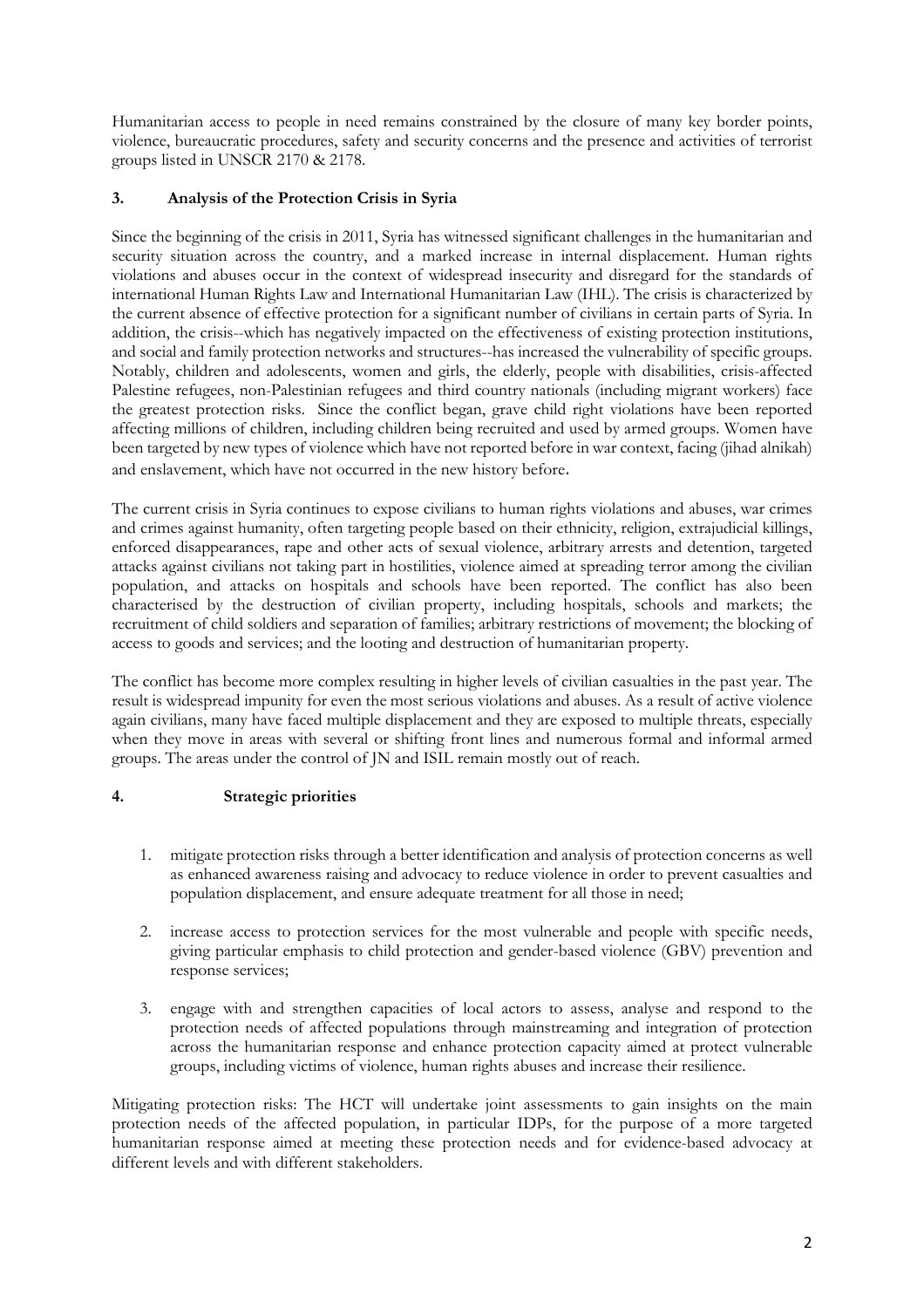Humanitarian access to people in need remains constrained by the closure of many key border points, violence, bureaucratic procedures, safety and security concerns and the presence and activities of terrorist groups listed in UNSCR 2170 & 2178.

## 3. Analysis of the Protection Crisis in Syria

Since the beginning of the crisis in 2011, Syria has witnessed significant challenges in the humanitarian and security situation across the country, and a marked increase in internal displacement. Human rights violations and abuses occur in the context of widespread insecurity and disregard for the standards of international Human Rights Law and International Humanitarian Law (IHL). The crisis is characterized by the current absence of effective protection for a significant number of civilians in certain parts of Syria. In addition, the crisis--which has negatively impacted on the effectiveness of existing protection institutions, and social and family protection networks and structures--has increased the vulnerability of specific groups. Notably, children and adolescents, women and girls, the elderly, people with disabilities, crisis-affected Palestine refugees, non-Palestinian refugees and third country nationals (including migrant workers) face the greatest protection risks. Since the conflict began, grave child right violations have been reported affecting millions of children, including children being recruited and used by armed groups. Women have been targeted by new types of violence which have not reported before in war context, facing (jihad alnikah) and enslavement, which have not occurred in the new history before.

The current crisis in Syria continues to expose civilians to human rights violations and abuses, war crimes and crimes against humanity, often targeting people based on their ethnicity, religion, extrajudicial killings, enforced disappearances, rape and other acts of sexual violence, arbitrary arrests and detention, targeted attacks against civilians not taking part in hostilities, violence aimed at spreading terror among the civilian population, and attacks on hospitals and schools have been reported. The conflict has also been characterised by the destruction of civilian property, including hospitals, schools and markets; the recruitment of child soldiers and separation of families; arbitrary restrictions of movement; the blocking of access to goods and services; and the looting and destruction of humanitarian property.

The conflict has become more complex resulting in higher levels of civilian casualties in the past year. The result is widespread impunity for even the most serious violations and abuses. As a result of active violence again civilians, many have faced multiple displacement and they are exposed to multiple threats, especially when they move in areas with several or shifting front lines and numerous formal and informal armed groups. The areas under the control of JN and ISIL remain mostly out of reach.

## 4. Strategic priorities

1. mitigate protection risks through a better identification and analysis of protection concerns as well as enhanced awareness raising and advocacy to reduce violence in order to prevent casualties and population displacement, and ensure adequate treatment for all those in need;

2. increase access to protection services for the most vulnerable and people with specific needs, giving particular emphasis to child protection and gender-based violence (GBV) prevention and response services;

3. engage with and strengthen capacities of local actors to assess, analyse and respond to the protection needs of affected populations through mainstreaming and integration of protection across the humanitarian response and enhance protection capacity aimed at protect vulnerable groups, including victims of violence, human rights abuses and increase their resilience.

Mitigating protection risks: The HCT will undertake joint assessments to gain insights on the main protection needs of the affected population, in particular IDPs, for the purpose of a more targeted humanitarian response aimed at meeting these protection needs and for evidence-based advocacy at different levels and with different stakeholders.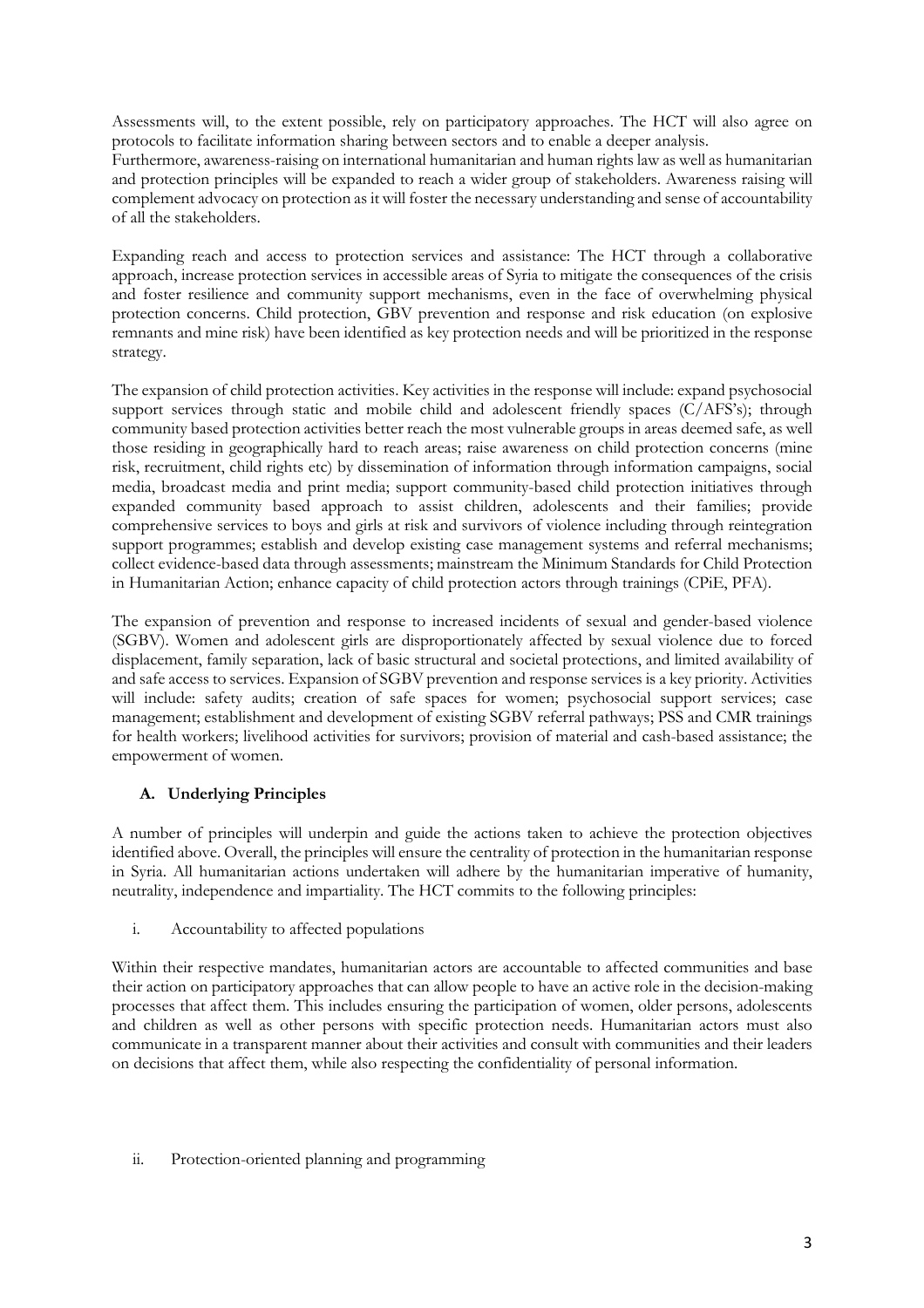Assessments will, to the extent possible, rely on participatory approaches. The HCT will also agree on protocols to facilitate information sharing between sectors and to enable a deeper analysis.
Furthermore, awareness-raising on international humanitarian and human rights law as well as humanitarian and protection principles will be expanded to reach a wider group of stakeholders. Awareness raising will complement advocacy on protection as it will foster the necessary understanding and sense of accountability of all the stakeholders.

Expanding reach and access to protection services and assistance: The HCT through a collaborative approach, increase protection services in accessible areas of Syria to mitigate the consequences of the crisis and foster resilience and community support mechanisms, even in the face of overwhelming physical protection concerns. Child protection, GBV prevention and response and risk education (on explosive remnants and mine risk) have been identified as key protection needs and will be prioritized in the response strategy.

The expansion of child protection activities. Key activities in the response will include: expand psychosocial support services through static and mobile child and adolescent friendly spaces (C/AFS's); through community based protection activities better reach the most vulnerable groups in areas deemed safe, as well those residing in geographically hard to reach areas; raise awareness on child protection concerns (mine risk, recruitment, child rights etc) by dissemination of information through information campaigns, social media, broadcast media and print media; support community-based child protection initiatives through expanded community based approach to assist children, adolescents and their families; provide comprehensive services to boys and girls at risk and survivors of violence including through reintegration support programmes; establish and develop existing case management systems and referral mechanisms; collect evidence-based data through assessments; mainstream the Minimum Standards for Child Protection in Humanitarian Action; enhance capacity of child protection actors through trainings (CPiE, PFA).

The expansion of prevention and response to increased incidents of sexual and gender-based violence (SGBV). Women and adolescent girls are disproportionately affected by sexual violence due to forced displacement, family separation, lack of basic structural and societal protections, and limited availability of and safe access to services. Expansion of SGBV prevention and response services is a key priority. Activities will include: safety audits; creation of safe spaces for women; psychosocial support services; case management; establishment and development of existing SGBV referral pathways; PSS and CMR trainings for health workers; livelihood activities for survivors; provision of material and cash-based assistance; the empowerment of women.

### A. Underlying Principles

A number of principles will underpin and guide the actions taken to achieve the protection objectives identified above. Overall, the principles will ensure the centrality of protection in the humanitarian response in Syria. All humanitarian actions undertaken will adhere by the humanitarian imperative of humanity, neutrality, independence and impartiality. The HCT commits to the following principles:

i. Accountability to affected populations

Within their respective mandates, humanitarian actors are accountable to affected communities and base their action on participatory approaches that can allow people to have an active role in the decision-making processes that affect them. This includes ensuring the participation of women, older persons, adolescents and children as well as other persons with specific protection needs. Humanitarian actors must also communicate in a transparent manner about their activities and consult with communities and their leaders on decisions that affect them, while also respecting the confidentiality of personal information.

ii. Protection-oriented planning and programming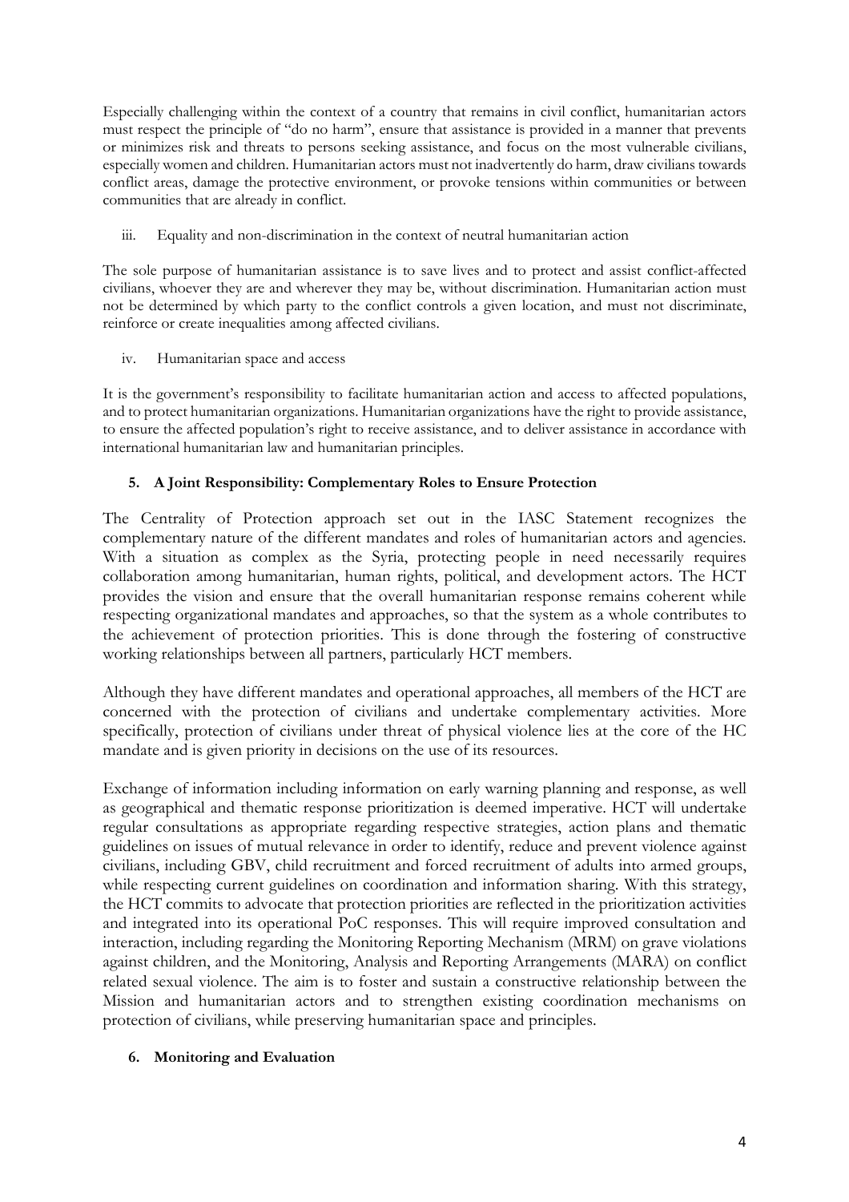Especially challenging within the context of a country that remains in civil conflict, humanitarian actors must respect the principle of "do no harm", ensure that assistance is provided in a manner that prevents or minimizes risk and threats to persons seeking assistance, and focus on the most vulnerable civilians, especially women and children. Humanitarian actors must not inadvertently do harm, draw civilians towards conflict areas, damage the protective environment, or provoke tensions within communities or between communities that are already in conflict.

iii. Equality and non-discrimination in the context of neutral humanitarian action

The sole purpose of humanitarian assistance is to save lives and to protect and assist conflict-affected civilians, whoever they are and wherever they may be, without discrimination. Humanitarian action must not be determined by which party to the conflict controls a given location, and must not discriminate, reinforce or create inequalities among affected civilians.

iv. Humanitarian space and access

It is the government's responsibility to facilitate humanitarian action and access to affected populations, and to protect humanitarian organizations. Humanitarian organizations have the right to provide assistance, to ensure the affected population's right to receive assistance, and to deliver assistance in accordance with international humanitarian law and humanitarian principles.

### 5. A Joint Responsibility: Complementary Roles to Ensure Protection

The Centrality of Protection approach set out in the IASC Statement recognizes the complementary nature of the different mandates and roles of humanitarian actors and agencies. With a situation as complex as the Syria, protecting people in need necessarily requires collaboration among humanitarian, human rights, political, and development actors. The HCT provides the vision and ensure that the overall humanitarian response remains coherent while respecting organizational mandates and approaches, so that the system as a whole contributes to the achievement of protection priorities. This is done through the fostering of constructive working relationships between all partners, particularly HCT members.

Although they have different mandates and operational approaches, all members of the HCT are concerned with the protection of civilians and undertake complementary activities. More specifically, protection of civilians under threat of physical violence lies at the core of the HC mandate and is given priority in decisions on the use of its resources.

Exchange of information including information on early warning planning and response, as well as geographical and thematic response prioritization is deemed imperative. HCT will undertake regular consultations as appropriate regarding respective strategies, action plans and thematic guidelines on issues of mutual relevance in order to identify, reduce and prevent violence against civilians, including GBV, child recruitment and forced recruitment of adults into armed groups, while respecting current guidelines on coordination and information sharing. With this strategy, the HCT commits to advocate that protection priorities are reflected in the prioritization activities and integrated into its operational PoC responses. This will require improved consultation and interaction, including regarding the Monitoring Reporting Mechanism (MRM) on grave violations against children, and the Monitoring, Analysis and Reporting Arrangements (MARA) on conflict related sexual violence. The aim is to foster and sustain a constructive relationship between the Mission and humanitarian actors and to strengthen existing coordination mechanisms on protection of civilians, while preserving humanitarian space and principles.

### 6. Monitoring and Evaluation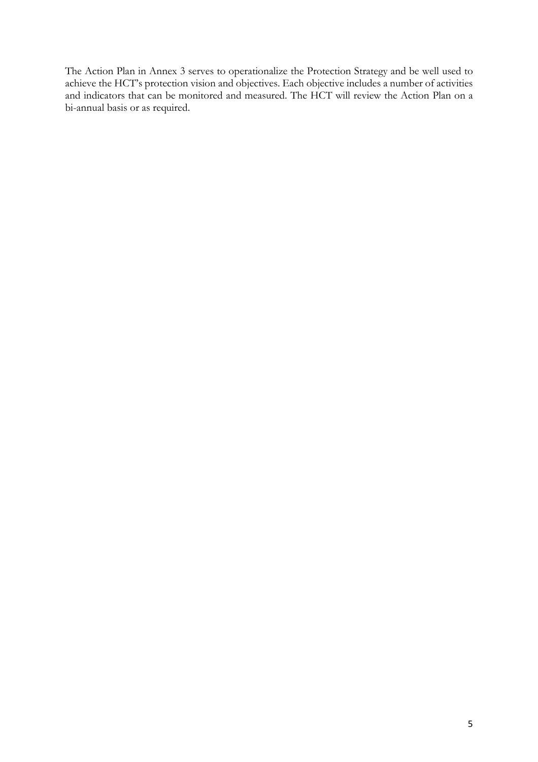The Action Plan in Annex 3 serves to operationalize the Protection Strategy and be well used to achieve the HCT's protection vision and objectives. Each objective includes a number of activities and indicators that can be monitored and measured. The HCT will review the Action Plan on a bi-annual basis or as required.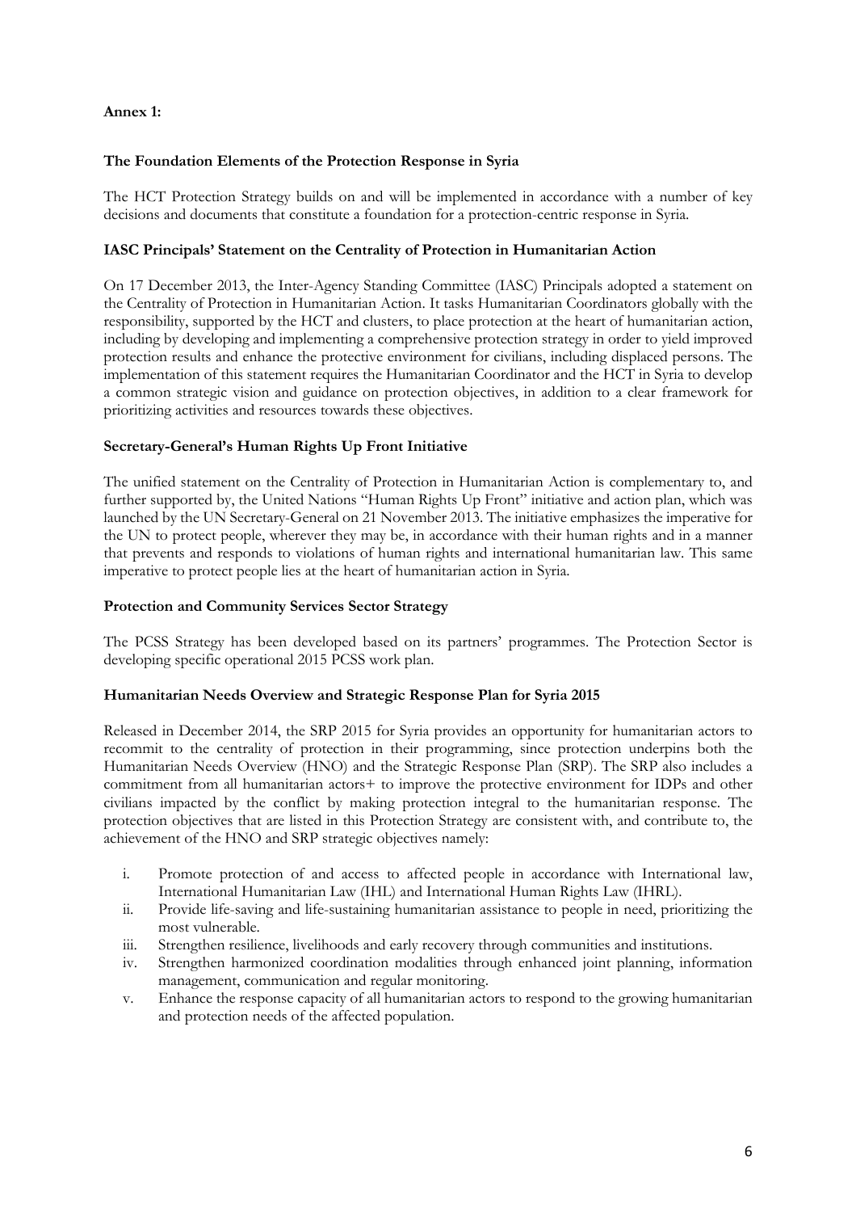**Annex 1:**

**The Foundation Elements of the Protection Response in Syria**

The HCT Protection Strategy builds on and will be implemented in accordance with a number of key decisions and documents that constitute a foundation for a protection-centric response in Syria.

**IASC Principals' Statement on the Centrality of Protection in Humanitarian Action**

On 17 December 2013, the Inter-Agency Standing Committee (IASC) Principals adopted a statement on the Centrality of Protection in Humanitarian Action. It tasks Humanitarian Coordinators globally with the responsibility, supported by the HCT and clusters, to place protection at the heart of humanitarian action, including by developing and implementing a comprehensive protection strategy in order to yield improved protection results and enhance the protective environment for civilians, including displaced persons. The implementation of this statement requires the Humanitarian Coordinator and the HCT in Syria to develop a common strategic vision and guidance on protection objectives, in addition to a clear framework for prioritizing activities and resources towards these objectives.

**Secretary-General's Human Rights Up Front Initiative**

The unified statement on the Centrality of Protection in Humanitarian Action is complementary to, and further supported by, the United Nations "Human Rights Up Front" initiative and action plan, which was launched by the UN Secretary-General on 21 November 2013. The initiative emphasizes the imperative for the UN to protect people, wherever they may be, in accordance with their human rights and in a manner that prevents and responds to violations of human rights and international humanitarian law. This same imperative to protect people lies at the heart of humanitarian action in Syria.

**Protection and Community Services Sector Strategy**

The PCSS Strategy has been developed based on its partners' programmes. The Protection Sector is developing specific operational 2015 PCSS work plan.

**Humanitarian Needs Overview and Strategic Response Plan for Syria 2015**

Released in December 2014, the SRP 2015 for Syria provides an opportunity for humanitarian actors to recommit to the centrality of protection in their programming, since protection underpins both the Humanitarian Needs Overview (HNO) and the Strategic Response Plan (SRP). The SRP also includes a commitment from all humanitarian actors+ to improve the protective environment for IDPs and other civilians impacted by the conflict by making protection integral to the humanitarian response. The protection objectives that are listed in this Protection Strategy are consistent with, and contribute to, the achievement of the HNO and SRP strategic objectives namely:

i. Promote protection of and access to affected people in accordance with International law, International Humanitarian Law (IHL) and International Human Rights Law (IHRL).
ii. Provide life-saving and life-sustaining humanitarian assistance to people in need, prioritizing the most vulnerable.
iii. Strengthen resilience, livelihoods and early recovery through communities and institutions.
iv. Strengthen harmonized coordination modalities through enhanced joint planning, information management, communication and regular monitoring.
v. Enhance the response capacity of all humanitarian actors to respond to the growing humanitarian and protection needs of the affected population.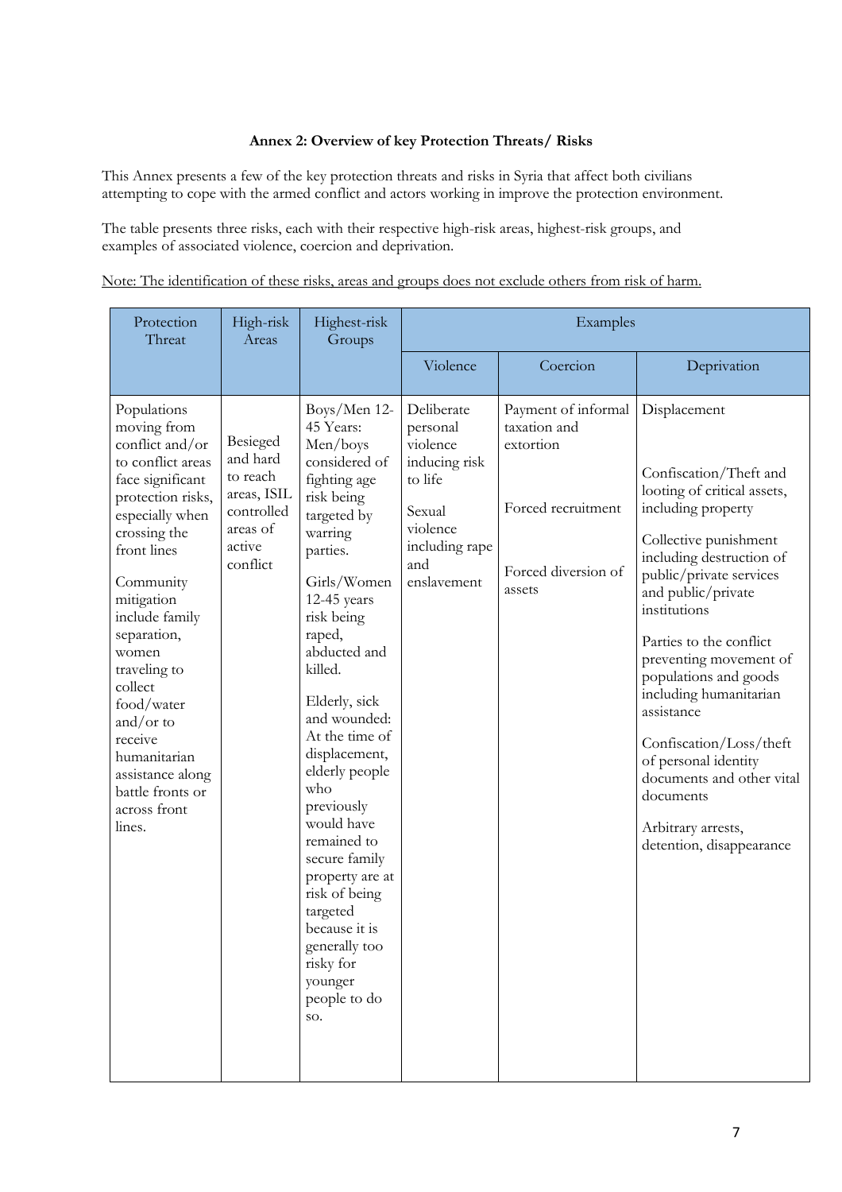**Annex 2: Overview of key Protection Threats/ Risks**

This Annex presents a few of the key protection threats and risks in Syria that affect both civilians attempting to cope with the armed conflict and actors working in improve the protection environment.

The table presents three risks, each with their respective high-risk areas, highest-risk groups, and examples of associated violence, coercion and deprivation.

<u>Note: The identification of these risks, areas and groups does not exclude others from risk of harm.</u>

| Protection Threat | High-risk Areas | Highest-risk Groups | Examples | | |
|---|---|---|---|---|---|
| | | | Violence | Coercion | Deprivation |
| Populations moving from conflict and/or to conflict areas face significant protection risks, especially when crossing the front lines<br><br>Community mitigation include family separation, women traveling to collect food/water and/or to receive humanitarian assistance along battle fronts or across front lines. | Besieged and hard to reach areas, ISIL controlled areas of active conflict | Boys/Men 12-45 Years: Men/boys considered of fighting age risk being targeted by warring parties.<br><br>Girls/Women 12-45 years risk being raped, abducted and killed.<br><br>Elderly, sick and wounded: At the time of displacement, elderly people who previously would have remained to secure family property are at risk of being targeted because it is generally too risky for younger people to do so. | Deliberate personal violence inducing risk to life<br><br>Sexual violence including rape and enslavement | Payment of informal taxation and extortion<br><br>Forced recruitment<br><br>Forced diversion of assets | Displacement<br><br>Confiscation/Theft and looting of critical assets, including property<br><br>Collective punishment including destruction of public/private services and public/private institutions<br><br>Parties to the conflict preventing movement of populations and goods including humanitarian assistance<br><br>Confiscation/Loss/theft of personal identity documents and other vital documents<br><br>Arbitrary arrests, detention, disappearance |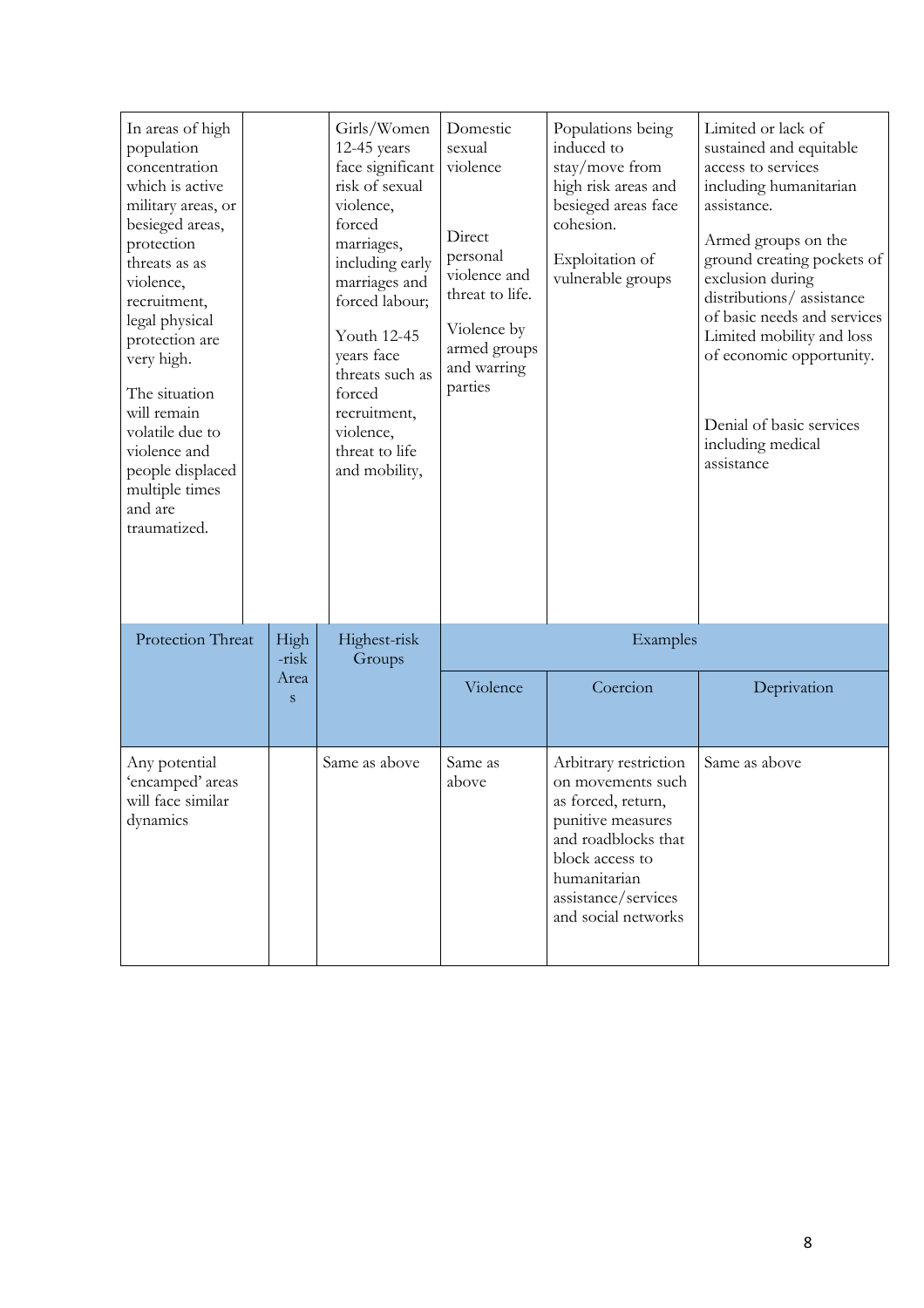| In areas of high population concentration which is active military areas, or besieged areas, protection threats as as violence, recruitment, legal physical protection are very high.<br><br>The situation will remain volatile due to violence and people displaced multiple times and are traumatized. | | Girls/Women 12-45 years face significant risk of sexual violence, forced marriages, including early marriages and forced labour;<br><br>Youth 12-45 years face threats such as forced recruitment, violence, threat to life and mobility, | Domestic sexual violence<br><br>Direct personal violence and threat to life.<br><br>Violence by armed groups and warring parties | Populations being induced to stay/move from high risk areas and besieged areas face cohesion.<br><br>Exploitation of vulnerable groups | Limited or lack of sustained and equitable access to services including humanitarian assistance.<br><br>Armed groups on the ground creating pockets of exclusion during distributions/ assistance of basic needs and services Limited mobility and loss of economic opportunity.<br><br>Denial of basic services including medical assistance |
|---|---|---|---|---|---|
| **Protection Threat** | **High-risk Areas** | **Highest-risk Groups** | **Examples** | | |
| | | | **Violence** | **Coercion** | **Deprivation** |
| Any potential 'encamped' areas will face similar dynamics | | Same as above | Same as above | Arbitrary restriction on movements such as forced, return, punitive measures and roadblocks that block access to humanitarian assistance/services and social networks | Same as above |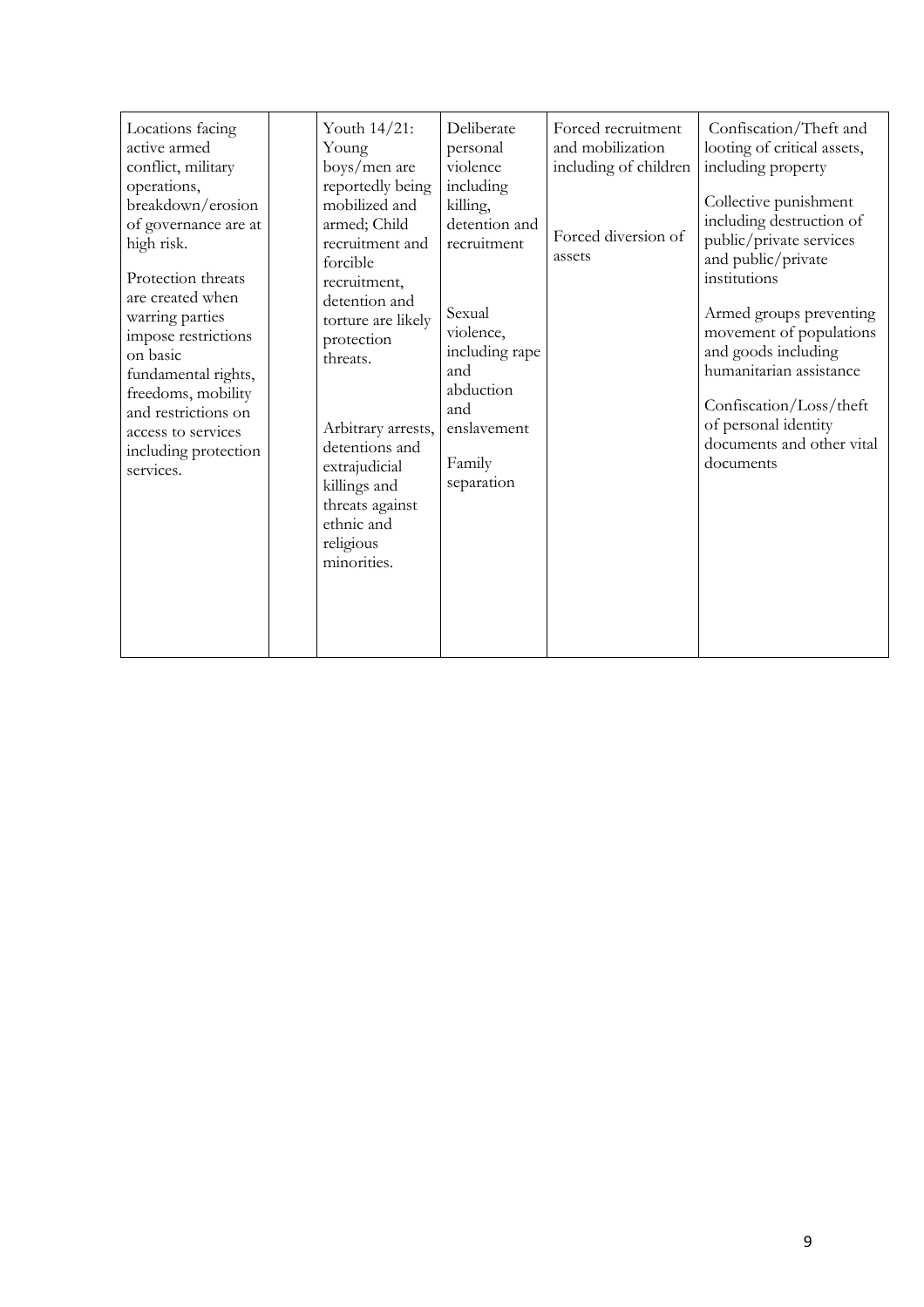| | | | | | |
|---|---|---|---|---|---|
| Locations facing active armed conflict, military operations, breakdown/erosion of governance are at high risk.<br><br>Protection threats are created when warring parties impose restrictions on basic fundamental rights, freedoms, mobility and restrictions on access to services including protection services. | | Youth 14/21: Young boys/men are reportedly being mobilized and armed; Child recruitment and forcible recruitment, detention and torture are likely protection threats.<br><br>Arbitrary arrests, detentions and extrajudicial killings and threats against ethnic and religious minorities. | Deliberate personal violence including killing, detention and recruitment<br><br>Sexual violence, including rape and abduction and enslavement<br><br>Family separation | Forced recruitment and mobilization including of children<br><br>Forced diversion of assets | Confiscation/Theft and looting of critical assets, including property<br><br>Collective punishment including destruction of public/private services and public/private institutions<br><br>Armed groups preventing movement of populations and goods including humanitarian assistance<br><br>Confiscation/Loss/theft of personal identity documents and other vital documents |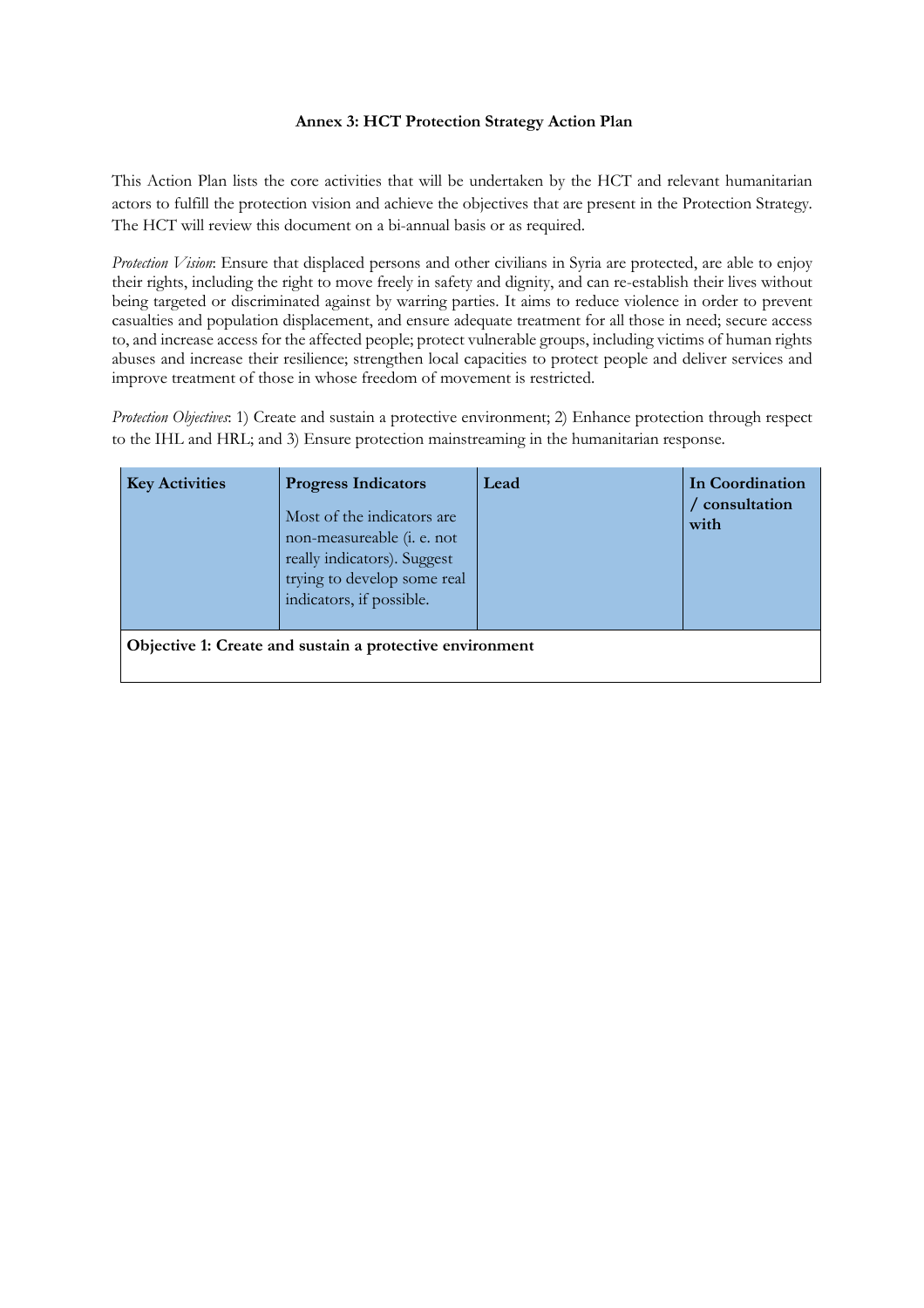**Annex 3: HCT Protection Strategy Action Plan**

This Action Plan lists the core activities that will be undertaken by the HCT and relevant humanitarian actors to fulfill the protection vision and achieve the objectives that are present in the Protection Strategy. The HCT will review this document on a bi-annual basis or as required.

*Protection Vision*: Ensure that displaced persons and other civilians in Syria are protected, are able to enjoy their rights, including the right to move freely in safety and dignity, and can re-establish their lives without being targeted or discriminated against by warring parties. It aims to reduce violence in order to prevent casualties and population displacement, and ensure adequate treatment for all those in need; secure access to, and increase access for the affected people; protect vulnerable groups, including victims of human rights abuses and increase their resilience; strengthen local capacities to protect people and deliver services and improve treatment of those in whose freedom of movement is restricted.

*Protection Objectives*: 1) Create and sustain a protective environment; 2) Enhance protection through respect to the IHL and HRL; and 3) Ensure protection mainstreaming in the humanitarian response.

| **Key Activities** | **Progress Indicators**<br><br>Most of the indicators are non-measureable (i. e. not really indicators). Suggest trying to develop some real indicators, if possible. | **Lead** | **In Coordination / consultation with** |
|---|---|---|---|
| **Objective 1: Create and sustain a protective environment** | | | |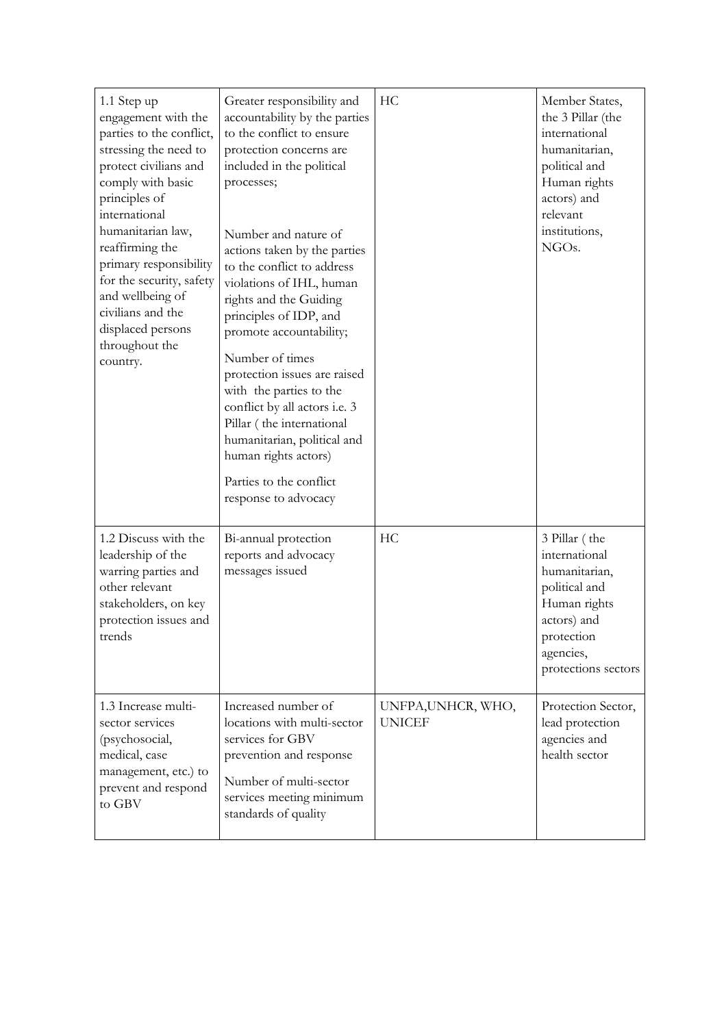| | | | |
|---|---|---|---|
| 1.1 Step up engagement with the parties to the conflict, stressing the need to protect civilians and comply with basic principles of international humanitarian law, reaffirming the primary responsibility for the security, safety and wellbeing of civilians and the displaced persons throughout the country. | Greater responsibility and accountability by the parties to the conflict to ensure protection concerns are included in the political processes;<br><br>Number and nature of actions taken by the parties to the conflict to address violations of IHL, human rights and the Guiding principles of IDP, and promote accountability;<br><br>Number of times protection issues are raised with the parties to the conflict by all actors i.e. 3 Pillar ( the international humanitarian, political and human rights actors)<br><br>Parties to the conflict response to advocacy | HC | Member States, the 3 Pillar (the international humanitarian, political and Human rights actors) and relevant institutions, NGOs. |
| 1.2 Discuss with the leadership of the warring parties and other relevant stakeholders, on key protection issues and trends | Bi-annual protection reports and advocacy messages issued | HC | 3 Pillar ( the international humanitarian, political and Human rights actors) and protection agencies, protections sectors |
| 1.3 Increase multi-sector services (psychosocial, medical, case management, etc.) to prevent and respond to GBV | Increased number of locations with multi-sector services for GBV prevention and response<br><br>Number of multi-sector services meeting minimum standards of quality | UNFPA,UNHCR, WHO, UNICEF | Protection Sector, lead protection agencies and health sector |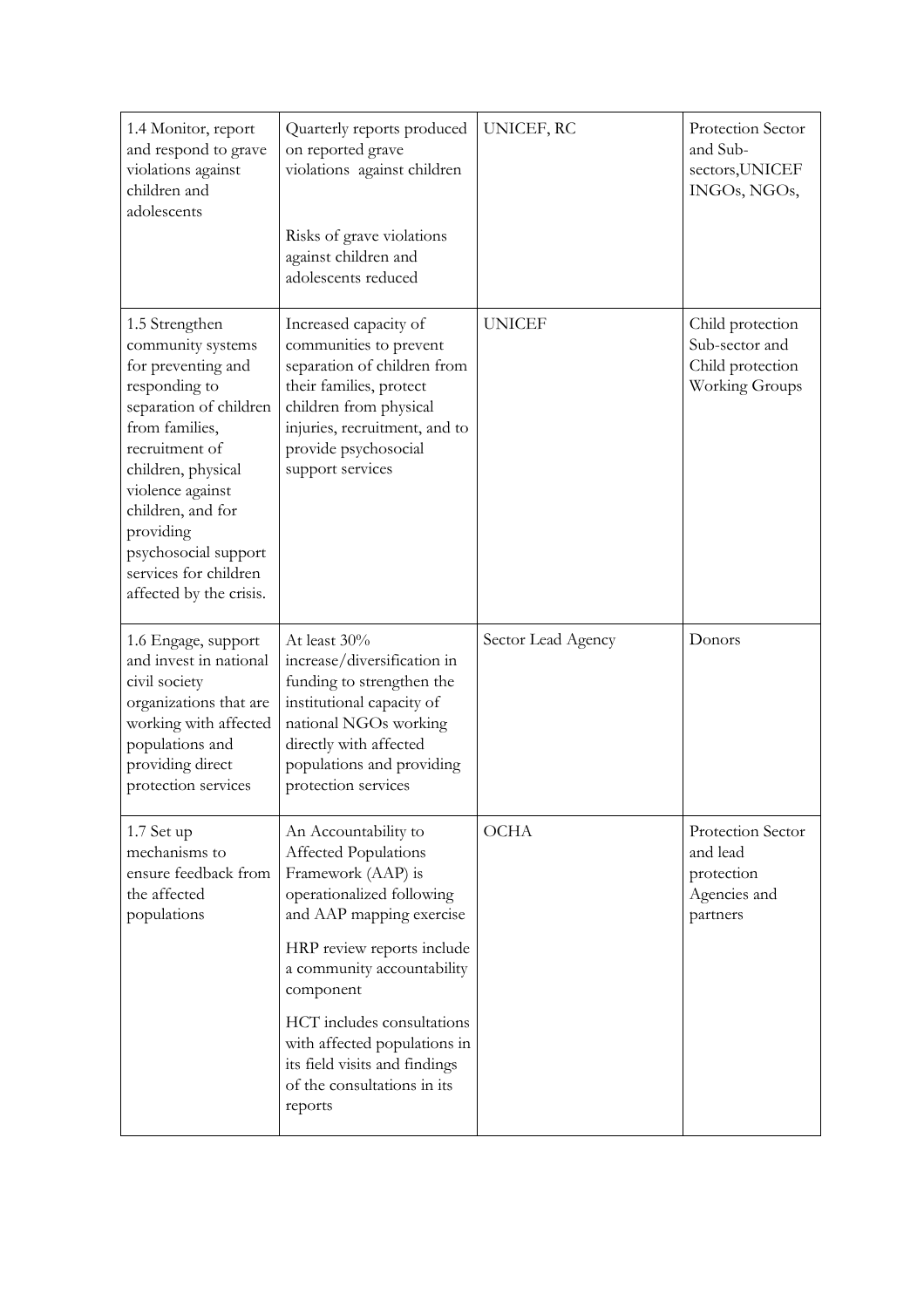| 1.4 Monitor, report and respond to grave violations against children and adolescents | Quarterly reports produced on reported grave violations against children<br><br>Risks of grave violations against children and adolescents reduced | UNICEF, RC | Protection Sector and Sub-sectors,UNICEF INGOs, NGOs, |
|---|---|---|---|
| 1.5 Strengthen community systems for preventing and responding to separation of children from families, recruitment of children, physical violence against children, and for providing psychosocial support services for children affected by the crisis. | Increased capacity of communities to prevent separation of children from their families, protect children from physical injuries, recruitment, and to provide psychosocial support services | UNICEF | Child protection Sub-sector and Child protection Working Groups |
| 1.6 Engage, support and invest in national civil society organizations that are working with affected populations and providing direct protection services | At least 30% increase/diversification in funding to strengthen the institutional capacity of national NGOs working directly with affected populations and providing protection services | Sector Lead Agency | Donors |
| 1.7 Set up mechanisms to ensure feedback from the affected populations | An Accountability to Affected Populations Framework (AAP) is operationalized following and AAP mapping exercise<br><br>HRP review reports include a community accountability component<br><br>HCT includes consultations with affected populations in its field visits and findings of the consultations in its reports | OCHA | Protection Sector and lead protection Agencies and partners |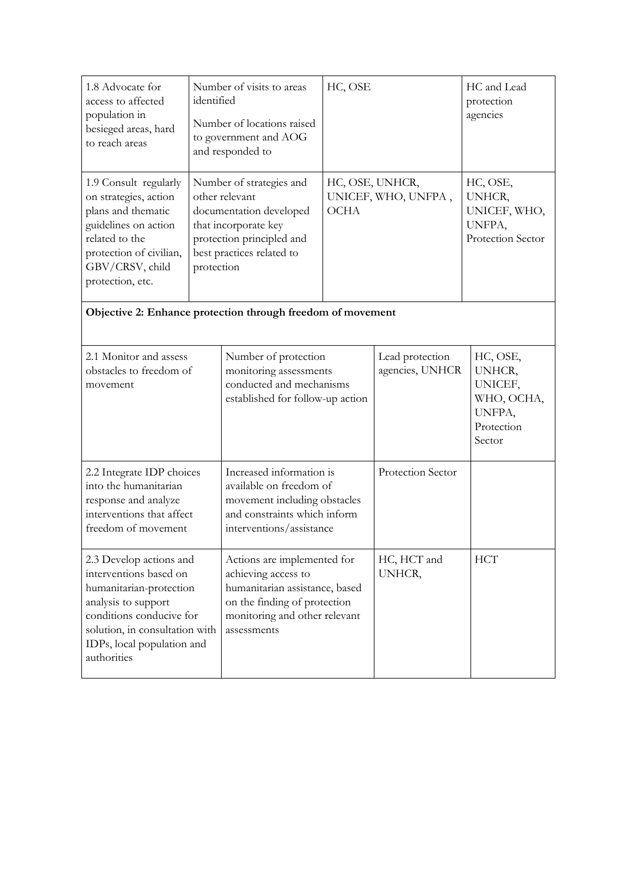| 1.8 Advocate for access to affected population in besieged areas, hard to reach areas | Number of visits to areas identified<br><br>Number of locations raised to government and AOG and responded to | HC, OSE | HC and Lead protection agencies |
|---|---|---|---|
| 1.9 Consult regularly on strategies, action plans and thematic guidelines on action related to the protection of civilian, GBV/CRSV, child protection, etc. | Number of strategies and other relevant documentation developed that incorporate key protection principled and best practices related to protection | HC, OSE, UNHCR, UNICEF, WHO, UNFPA , OCHA | HC, OSE, UNHCR, UNICEF, WHO, UNFPA, Protection Sector |

**Objective 2: Enhance protection through freedom of movement**

| 2.1 Monitor and assess obstacles to freedom of movement | Number of protection monitoring assessments conducted and mechanisms established for follow-up action | Lead protection agencies, UNHCR | HC, OSE, UNHCR, UNICEF, WHO, OCHA, UNFPA, Protection Sector |
|---|---|---|---|
| 2.2 Integrate IDP choices into the humanitarian response and analyze interventions that affect freedom of movement | Increased information is available on freedom of movement including obstacles and constraints which inform interventions/assistance | Protection Sector | |
| 2.3 Develop actions and interventions based on humanitarian-protection analysis to support conditions conducive for solution, in consultation with IDPs, local population and authorities | Actions are implemented for achieving access to humanitarian assistance, based on the finding of protection monitoring and other relevant assessments | HC, HCT and UNHCR, | HCT |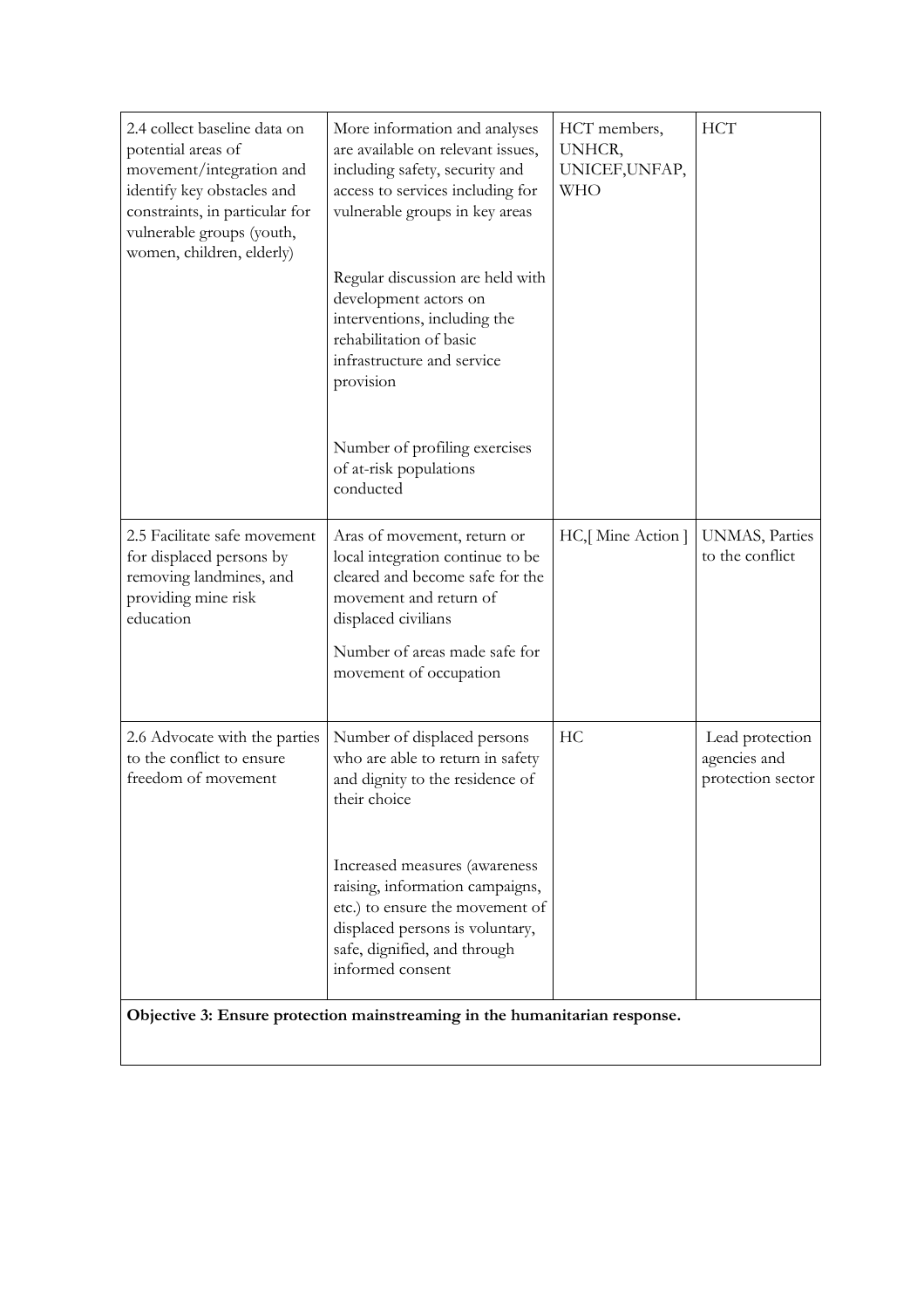| | | | |
|---|---|---|---|
| 2.4 collect baseline data on potential areas of movement/integration and identify key obstacles and constraints, in particular for vulnerable groups (youth, women, children, elderly) | More information and analyses are available on relevant issues, including safety, security and access to services including for vulnerable groups in key areas<br><br>Regular discussion are held with development actors on interventions, including the rehabilitation of basic infrastructure and service provision<br><br>Number of profiling exercises of at-risk populations conducted | HCT members, UNHCR, UNICEF,UNFAP, WHO | HCT |
| 2.5 Facilitate safe movement for displaced persons by removing landmines, and providing mine risk education | Aras of movement, return or local integration continue to be cleared and become safe for the movement and return of displaced civilians<br><br>Number of areas made safe for movement of occupation | HC,[ Mine Action ] | UNMAS, Parties to the conflict |
| 2.6 Advocate with the parties to the conflict to ensure freedom of movement | Number of displaced persons who are able to return in safety and dignity to the residence of their choice<br><br>Increased measures (awareness raising, information campaigns, etc.) to ensure the movement of displaced persons is voluntary, safe, dignified, and through informed consent | HC | Lead protection agencies and protection sector |
| **Objective 3: Ensure protection mainstreaming in the humanitarian response.** | | | |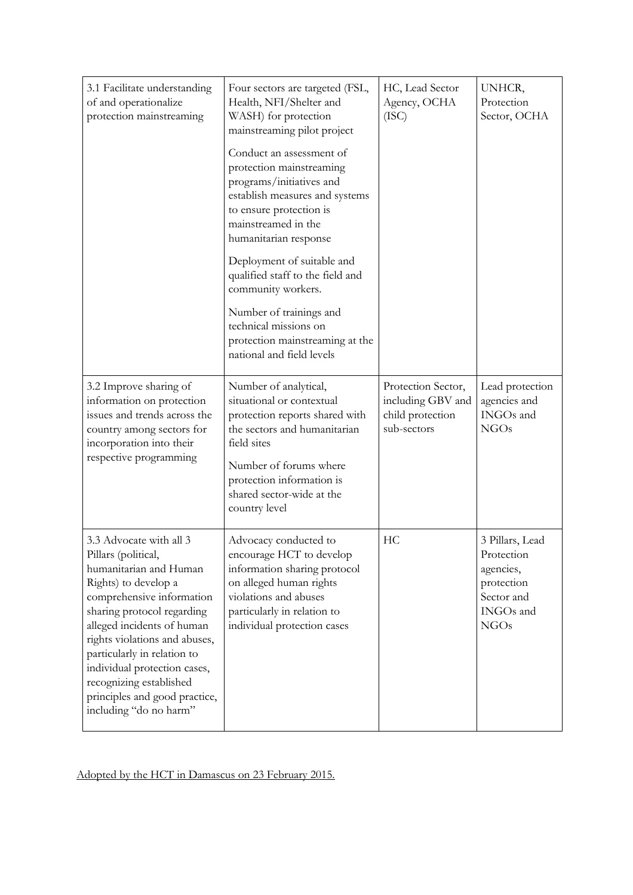| | | | |
|---|---|---|---|
| 3.1 Facilitate understanding of and operationalize protection mainstreaming | Four sectors are targeted (FSL, Health, NFI/Shelter and WASH) for protection mainstreaming pilot project<br><br>Conduct an assessment of protection mainstreaming programs/initiatives and establish measures and systems to ensure protection is mainstreamed in the humanitarian response<br><br>Deployment of suitable and qualified staff to the field and community workers.<br><br>Number of trainings and technical missions on protection mainstreaming at the national and field levels | HC, Lead Sector Agency, OCHA (ISC) | UNHCR, Protection Sector, OCHA |
| 3.2 Improve sharing of information on protection issues and trends across the country among sectors for incorporation into their respective programming | Number of analytical, situational or contextual protection reports shared with the sectors and humanitarian field sites<br><br>Number of forums where protection information is shared sector-wide at the country level | Protection Sector, including GBV and child protection sub-sectors | Lead protection agencies and INGOs and NGOs |
| 3.3 Advocate with all 3 Pillars (political, humanitarian and Human Rights) to develop a comprehensive information sharing protocol regarding alleged incidents of human rights violations and abuses, particularly in relation to individual protection cases, recognizing established principles and good practice, including "do no harm" | Advocacy conducted to encourage HCT to develop information sharing protocol on alleged human rights violations and abuses particularly in relation to individual protection cases | HC | 3 Pillars, Lead Protection agencies, protection Sector and INGOs and NGOs |

Adopted by the HCT in Damascus on 23 February 2015.